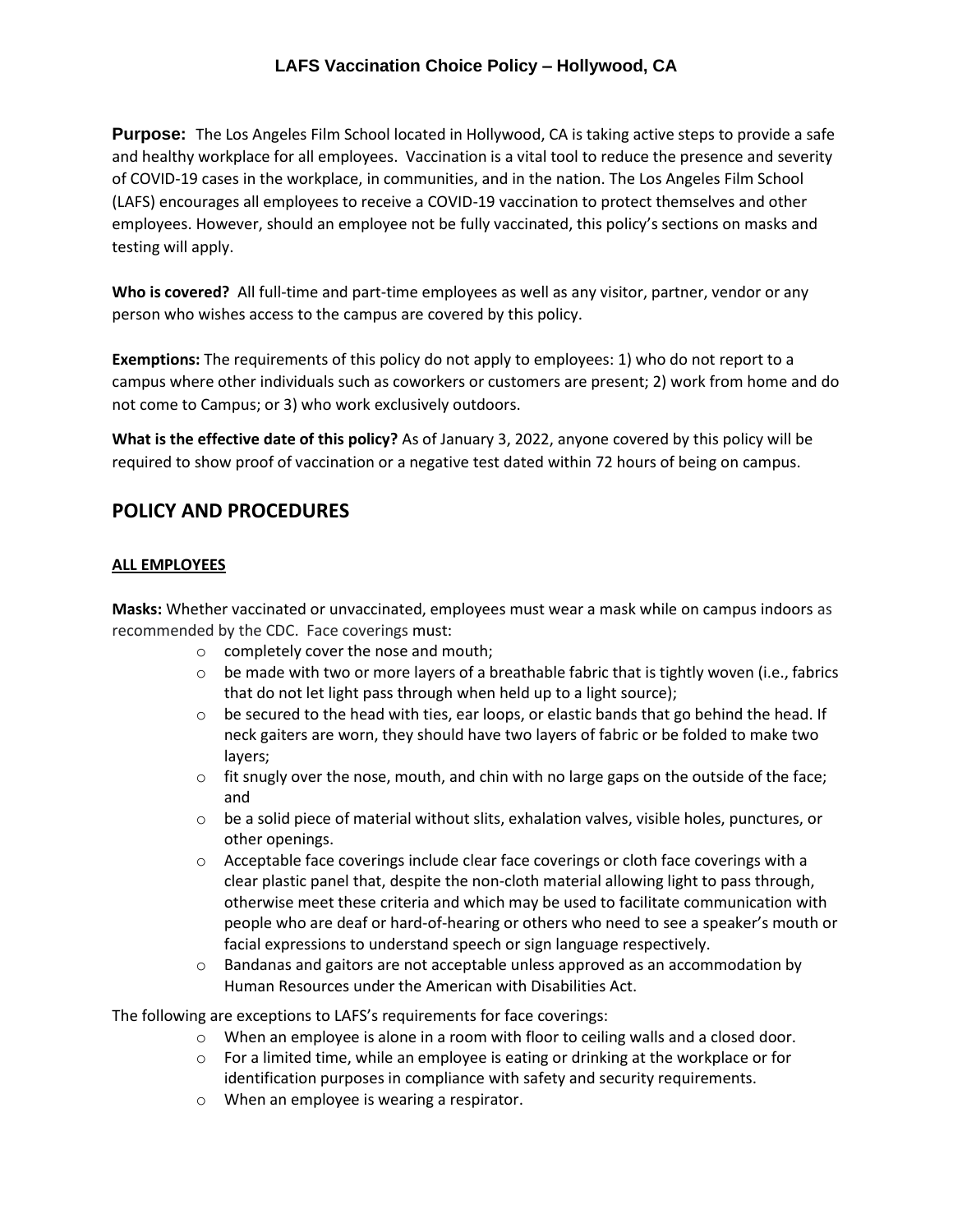# LAFS Vaccination Choice Policy – Hollywood, CA

**Purpose:** The Los Angeles Film School located in Hollywood, CA is taking active steps to provide a safe and healthy workplace for all employees. Vaccination is a vital tool to reduce the presence and severity of COVID-19 cases in the workplace, in communities, and in the nation. The Los Angeles Film School (LAFS) encourages all employees to receive a COVID-19 vaccination to protect themselves and other employees. However, should an employee not be fully vaccinated, this policy's sections on masks and testing will apply.

**Who is covered?** All full-time and part-time employees as well as any visitor, partner, vendor or any person who wishes access to the campus are covered by this policy.

**Exemptions:** The requirements of this policy do not apply to employees: 1) who do not report to a campus where other individuals such as coworkers or customers are present; 2) work from home and do not come to Campus; or 3) who work exclusively outdoors.

**What is the effective date of this policy?** As of January 3, 2022, anyone covered by this policy will be required to show proof of vaccination or a negative test dated within 72 hours of being on campus.

## POLICY AND PROCEDURES

### ALL EMPLOYEES

**Masks:** Whether vaccinated or unvaccinated, employees must wear a mask while on campus indoors as recommended by the CDC. Face coverings must:

- completely cover the nose and mouth;
- be made with two or more layers of a breathable fabric that is tightly woven (i.e., fabrics that do not let light pass through when held up to a light source);
- be secured to the head with ties, ear loops, or elastic bands that go behind the head. If neck gaiters are worn, they should have two layers of fabric or be folded to make two layers;
- fit snugly over the nose, mouth, and chin with no large gaps on the outside of the face; and
- be a solid piece of material without slits, exhalation valves, visible holes, punctures, or other openings.
- Acceptable face coverings include clear face coverings or cloth face coverings with a clear plastic panel that, despite the non-cloth material allowing light to pass through, otherwise meet these criteria and which may be used to facilitate communication with people who are deaf or hard-of-hearing or others who need to see a speaker's mouth or facial expressions to understand speech or sign language respectively.
- Bandanas and gaitors are not acceptable unless approved as an accommodation by Human Resources under the American with Disabilities Act.

The following are exceptions to LAFS's requirements for face coverings:

- When an employee is alone in a room with floor to ceiling walls and a closed door.
- For a limited time, while an employee is eating or drinking at the workplace or for identification purposes in compliance with safety and security requirements.
- When an employee is wearing a respirator.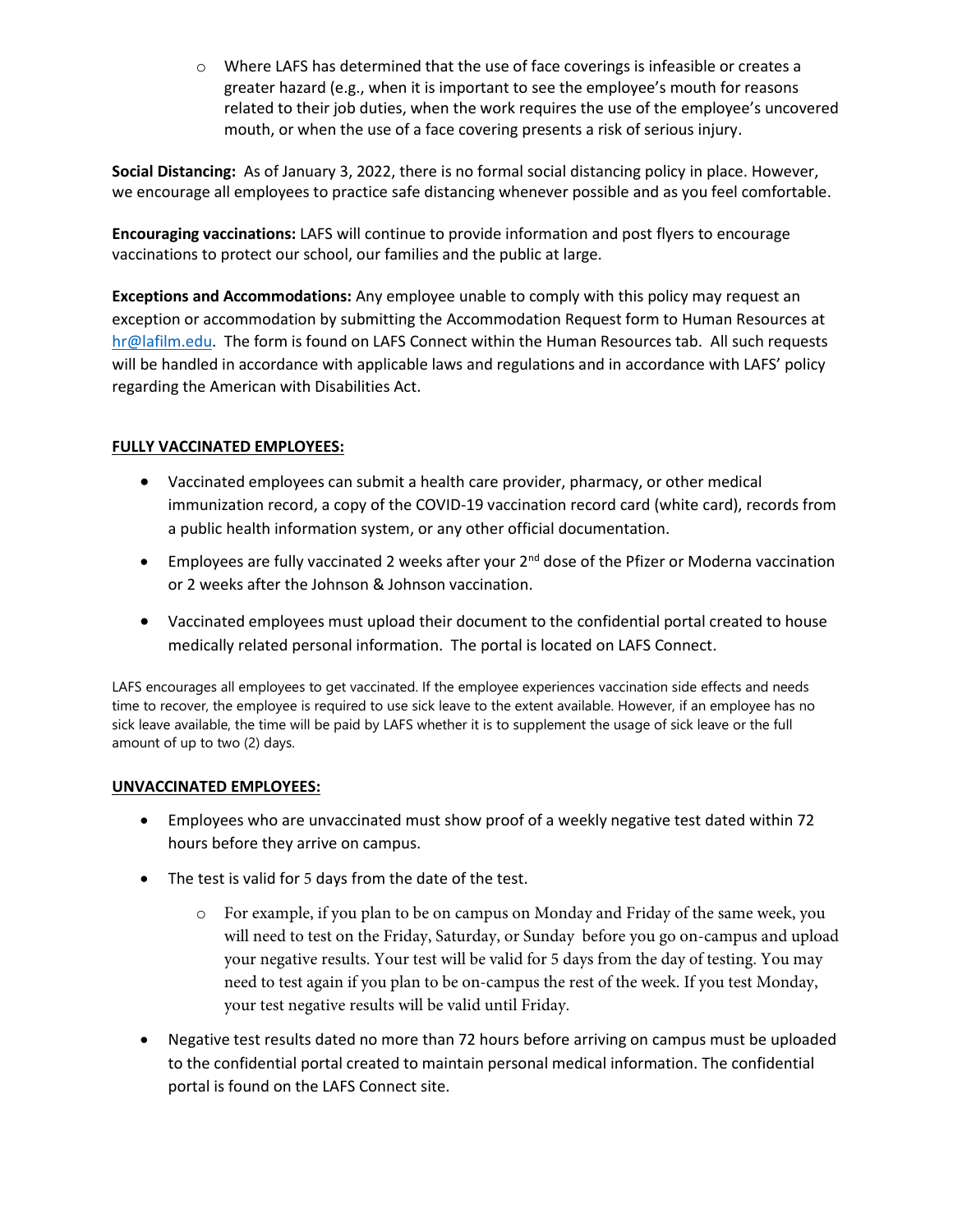- Where LAFS has determined that the use of face coverings is infeasible or creates a greater hazard (e.g., when it is important to see the employee's mouth for reasons related to their job duties, when the work requires the use of the employee's uncovered mouth, or when the use of a face covering presents a risk of serious injury.

**Social Distancing:** As of January 3, 2022, there is no formal social distancing policy in place. However, we encourage all employees to practice safe distancing whenever possible and as you feel comfortable.

**Encouraging vaccinations:** LAFS will continue to provide information and post flyers to encourage vaccinations to protect our school, our families and the public at large.

**Exceptions and Accommodations:** Any employee unable to comply with this policy may request an exception or accommodation by submitting the Accommodation Request form to Human Resources at hr@lafilm.edu. The form is found on LAFS Connect within the Human Resources tab. All such requests will be handled in accordance with applicable laws and regulations and in accordance with LAFS' policy regarding the American with Disabilities Act.

**FULLY VACCINATED EMPLOYEES:**

- Vaccinated employees can submit a health care provider, pharmacy, or other medical immunization record, a copy of the COVID-19 vaccination record card (white card), records from a public health information system, or any other official documentation.
- Employees are fully vaccinated 2 weeks after your 2nd dose of the Pfizer or Moderna vaccination or 2 weeks after the Johnson & Johnson vaccination.
- Vaccinated employees must upload their document to the confidential portal created to house medically related personal information. The portal is located on LAFS Connect.

LAFS encourages all employees to get vaccinated. If the employee experiences vaccination side effects and needs time to recover, the employee is required to use sick leave to the extent available. However, if an employee has no sick leave available, the time will be paid by LAFS whether it is to supplement the usage of sick leave or the full amount of up to two (2) days.

**UNVACCINATED EMPLOYEES:**

- Employees who are unvaccinated must show proof of a weekly negative test dated within 72 hours before they arrive on campus.
- The test is valid for 5 days from the date of the test.
  - For example, if you plan to be on campus on Monday and Friday of the same week, you will need to test on the Friday, Saturday, or Sunday before you go on-campus and upload your negative results. Your test will be valid for 5 days from the day of testing. You may need to test again if you plan to be on-campus the rest of the week. If you test Monday, your test negative results will be valid until Friday.
- Negative test results dated no more than 72 hours before arriving on campus must be uploaded to the confidential portal created to maintain personal medical information. The confidential portal is found on the LAFS Connect site.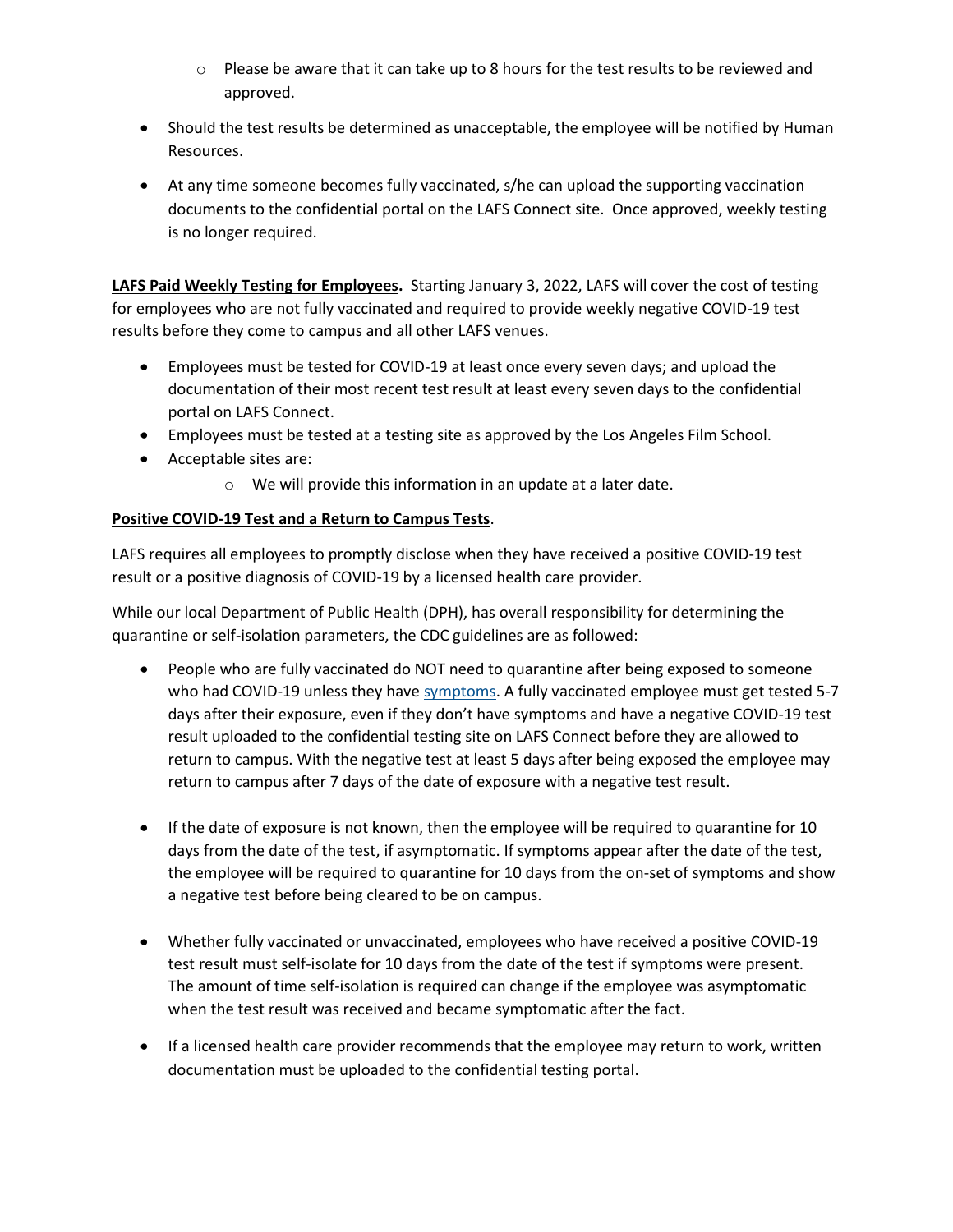- Please be aware that it can take up to 8 hours for the test results to be reviewed and approved.

- Should the test results be determined as unacceptable, the employee will be notified by Human Resources.

- At any time someone becomes fully vaccinated, s/he can upload the supporting vaccination documents to the confidential portal on the LAFS Connect site. Once approved, weekly testing is no longer required.

**LAFS Paid Weekly Testing for Employees.** Starting January 3, 2022, LAFS will cover the cost of testing for employees who are not fully vaccinated and required to provide weekly negative COVID-19 test results before they come to campus and all other LAFS venues.

- Employees must be tested for COVID-19 at least once every seven days; and upload the documentation of their most recent test result at least every seven days to the confidential portal on LAFS Connect.
- Employees must be tested at a testing site as approved by the Los Angeles Film School.
- Acceptable sites are:
    - We will provide this information in an update at a later date.

**Positive COVID-19 Test and a Return to Campus Tests**.

LAFS requires all employees to promptly disclose when they have received a positive COVID-19 test result or a positive diagnosis of COVID-19 by a licensed health care provider.

While our local Department of Public Health (DPH), has overall responsibility for determining the quarantine or self-isolation parameters, the CDC guidelines are as followed:

- People who are fully vaccinated do NOT need to quarantine after being exposed to someone who had COVID-19 unless they have symptoms. A fully vaccinated employee must get tested 5-7 days after their exposure, even if they don't have symptoms and have a negative COVID-19 test result uploaded to the confidential testing site on LAFS Connect before they are allowed to return to campus. With the negative test at least 5 days after being exposed the employee may return to campus after 7 days of the date of exposure with a negative test result.

- If the date of exposure is not known, then the employee will be required to quarantine for 10 days from the date of the test, if asymptomatic. If symptoms appear after the date of the test, the employee will be required to quarantine for 10 days from the on-set of symptoms and show a negative test before being cleared to be on campus.

- Whether fully vaccinated or unvaccinated, employees who have received a positive COVID-19 test result must self-isolate for 10 days from the date of the test if symptoms were present. The amount of time self-isolation is required can change if the employee was asymptomatic when the test result was received and became symptomatic after the fact.

- If a licensed health care provider recommends that the employee may return to work, written documentation must be uploaded to the confidential testing portal.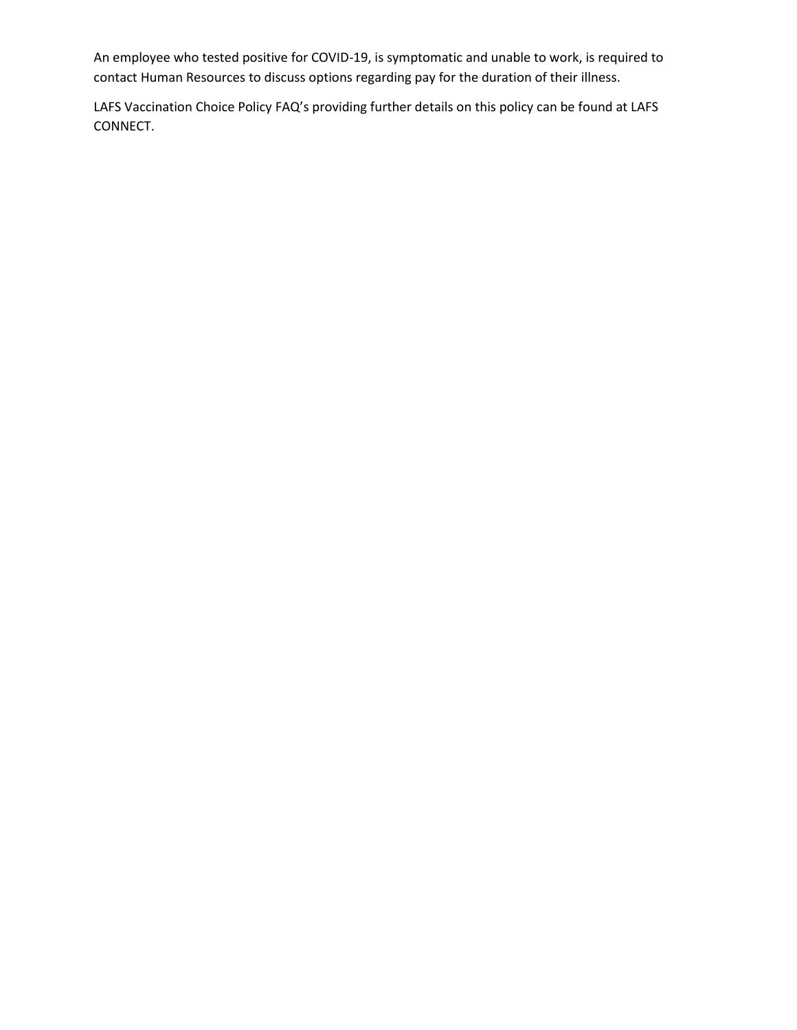An employee who tested positive for COVID-19, is symptomatic and unable to work, is required to contact Human Resources to discuss options regarding pay for the duration of their illness.

LAFS Vaccination Choice Policy FAQ's providing further details on this policy can be found at LAFS CONNECT.